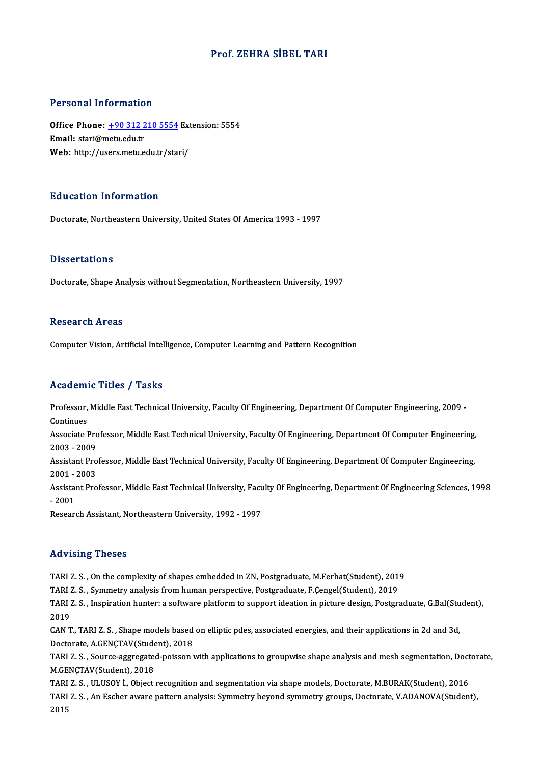# Prof. ZEHRA SİBEL TARI

## Personal Information

**Office Phone:** +90 312 210 5554 Extension: 5554
**Email:** stari@metu.edu.tr
**Web:** http://users.metu.edu.tr/stari/

## Education Information

Doctorate, Northeastern University, United States Of America 1993 - 1997

## Dissertations

Doctorate, Shape Analysis without Segmentation, Northeastern University, 1997

## Research Areas

Computer Vision, Artificial Intelligence, Computer Learning and Pattern Recognition

## Academic Titles / Tasks

Professor, Middle East Technical University, Faculty Of Engineering, Department Of Computer Engineering, 2009 - Continues

Associate Professor, Middle East Technical University, Faculty Of Engineering, Department Of Computer Engineering, 2003 - 2009

Assistant Professor, Middle East Technical University, Faculty Of Engineering, Department Of Computer Engineering, 2001 - 2003

Assistant Professor, Middle East Technical University, Faculty Of Engineering, Department Of Engineering Sciences, 1998 - 2001

Research Assistant, Northeastern University, 1992 - 1997

## Advising Theses

TARI Z. S. , On the complexity of shapes embedded in ZN, Postgraduate, M.Ferhat(Student), 2019

TARI Z. S. , Symmetry analysis from human perspective, Postgraduate, F.Çengel(Student), 2019

TARI Z. S. , Inspiration hunter: a software platform to support ideation in picture design, Postgraduate, G.Bal(Student), 2019

CAN T., TARI Z. S. , Shape models based on elliptic pdes, associated energies, and their applications in 2d and 3d, Doctorate, A.GENÇTAV(Student), 2018

TARI Z. S. , Source-aggregated-poisson with applications to groupwise shape analysis and mesh segmentation, Doctorate, M.GENÇTAV(Student), 2018

TARI Z. S. , ULUSOY İ., Object recognition and segmentation via shape models, Doctorate, M.BURAK(Student), 2016

TARI Z. S. , An Escher aware pattern analysis: Symmetry beyond symmetry groups, Doctorate, V.ADANOVA(Student), 2015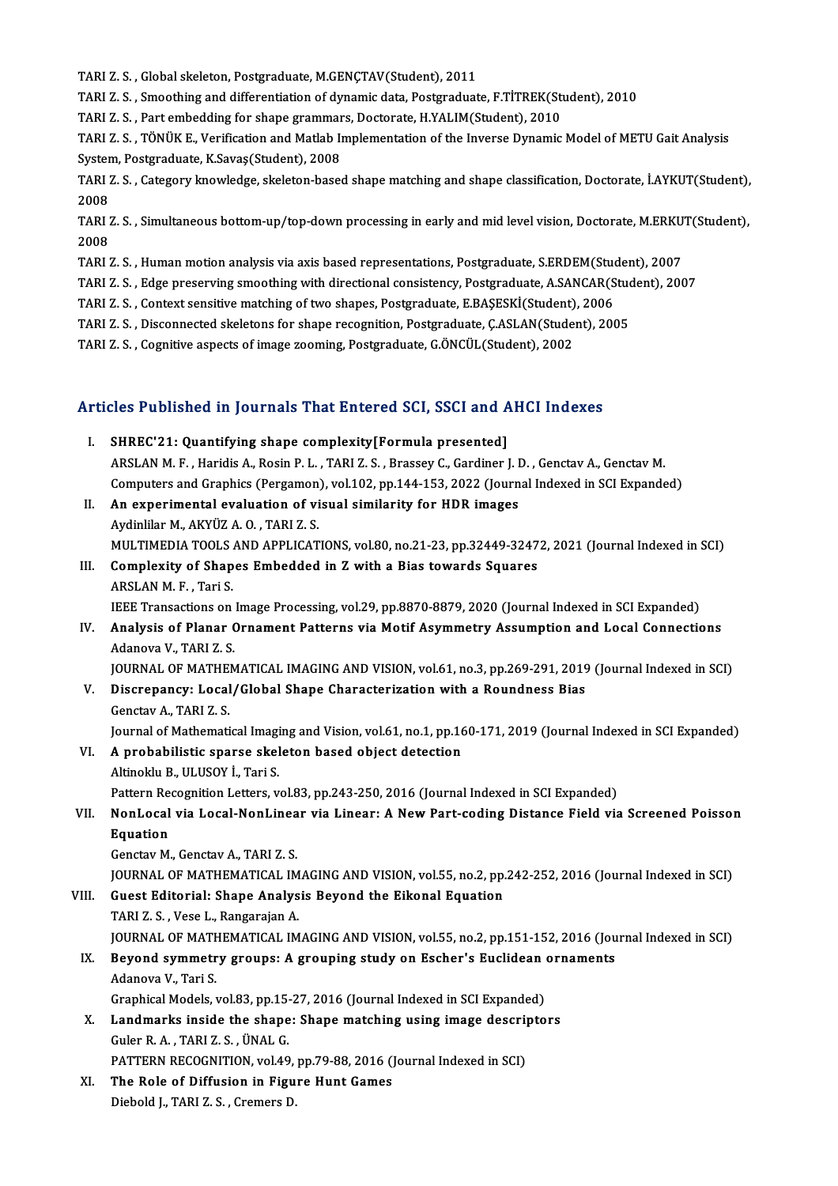TARI Z. S. , Global skeleton, Postgraduate, M.GENÇTAV(Student), 2011

TARI Z. S. , Smoothing and differentiation of dynamic data, Postgraduate, F.TİTREK(Student), 2010

TARI Z. S. , Part embedding for shape grammars, Doctorate, H.YALIM(Student), 2010

TARI Z. S. , TÖNÜK E., Verification and Matlab Implementation of the Inverse Dynamic Model of METU Gait Analysis System, Postgraduate, K.Savaş(Student), 2008

TARI Z. S. , Category knowledge, skeleton-based shape matching and shape classification, Doctorate, İ.AYKUT(Student), 2008

TARI Z. S. , Simultaneous bottom-up/top-down processing in early and mid level vision, Doctorate, M.ERKUT(Student), 2008

TARI Z. S. , Human motion analysis via axis based representations, Postgraduate, S.ERDEM(Student), 2007

TARI Z. S. , Edge preserving smoothing with directional consistency, Postgraduate, A.SANCAR(Student), 2007

TARI Z. S. , Context sensitive matching of two shapes, Postgraduate, E.BAŞESKİ(Student), 2006

TARI Z. S. , Disconnected skeletons for shape recognition, Postgraduate, Ç.ASLAN(Student), 2005

TARI Z. S. , Cognitive aspects of image zooming, Postgraduate, G.ÖNCÜL(Student), 2002

## Articles Published in Journals That Entered SCI, SSCI and AHCI Indexes

I. **SHREC'21: Quantifying shape complexity[Formula presented]**
ARSLAN M. F. , Haridis A., Rosin P. L. , TARI Z. S. , Brassey C., Gardiner J. D. , Genctav A., Genctav M.
Computers and Graphics (Pergamon), vol.102, pp.144-153, 2022 (Journal Indexed in SCI Expanded)

II. **An experimental evaluation of visual similarity for HDR images**
Aydinlilar M., AKYÜZ A. O. , TARI Z. S.
MULTIMEDIA TOOLS AND APPLICATIONS, vol.80, no.21-23, pp.32449-32472, 2021 (Journal Indexed in SCI)

III. **Complexity of Shapes Embedded in Z with a Bias towards Squares**
ARSLAN M. F. , Tari S.
IEEE Transactions on Image Processing, vol.29, pp.8870-8879, 2020 (Journal Indexed in SCI Expanded)

IV. **Analysis of Planar Ornament Patterns via Motif Asymmetry Assumption and Local Connections**
Adanova V., TARI Z. S.
JOURNAL OF MATHEMATICAL IMAGING AND VISION, vol.61, no.3, pp.269-291, 2019 (Journal Indexed in SCI)

V. **Discrepancy: Local/Global Shape Characterization with a Roundness Bias**
Genctav A., TARI Z. S.
Journal of Mathematical Imaging and Vision, vol.61, no.1, pp.160-171, 2019 (Journal Indexed in SCI Expanded)

VI. **A probabilistic sparse skeleton based object detection**
Altinoklu B., ULUSOY İ., Tari S.
Pattern Recognition Letters, vol.83, pp.243-250, 2016 (Journal Indexed in SCI Expanded)

VII. **NonLocal via Local-NonLinear via Linear: A New Part-coding Distance Field via Screened Poisson Equation**
Genctav M., Genctav A., TARI Z. S.
JOURNAL OF MATHEMATICAL IMAGING AND VISION, vol.55, no.2, pp.242-252, 2016 (Journal Indexed in SCI)

VIII. **Guest Editorial: Shape Analysis Beyond the Eikonal Equation**
TARI Z. S. , Vese L., Rangarajan A.
JOURNAL OF MATHEMATICAL IMAGING AND VISION, vol.55, no.2, pp.151-152, 2016 (Journal Indexed in SCI)

IX. **Beyond symmetry groups: A grouping study on Escher's Euclidean ornaments**
Adanova V., Tari S.
Graphical Models, vol.83, pp.15-27, 2016 (Journal Indexed in SCI Expanded)

X. **Landmarks inside the shape: Shape matching using image descriptors**
Guler R. A. , TARI Z. S. , ÜNAL G.
PATTERN RECOGNITION, vol.49, pp.79-88, 2016 (Journal Indexed in SCI)

XI. **The Role of Diffusion in Figure Hunt Games**
Diebold J., TARI Z. S. , Cremers D.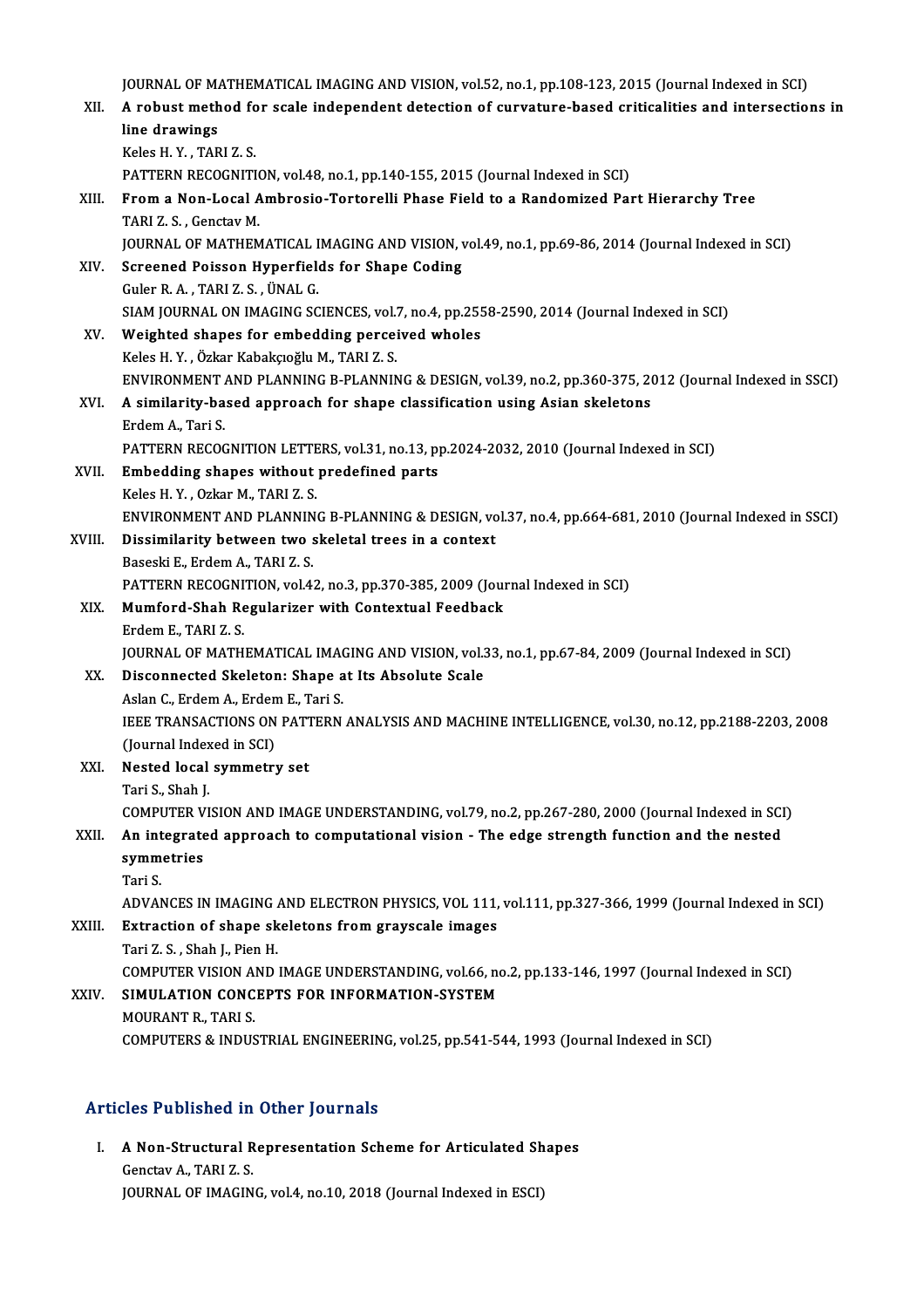JOURNAL OF MATHEMATICAL IMAGING AND VISION, vol.52, no.1, pp.108-123, 2015 (Journal Indexed in SCI)

XII. **A robust method for scale independent detection of curvature-based criticalities and intersections in line drawings**
Keles H. Y. , TARI Z. S.
PATTERN RECOGNITION, vol.48, no.1, pp.140-155, 2015 (Journal Indexed in SCI)

XIII. **From a Non-Local Ambrosio-Tortorelli Phase Field to a Randomized Part Hierarchy Tree**
TARI Z. S. , Genctav M.
JOURNAL OF MATHEMATICAL IMAGING AND VISION, vol.49, no.1, pp.69-86, 2014 (Journal Indexed in SCI)

XIV. **Screened Poisson Hyperfields for Shape Coding**
Guler R. A. , TARI Z. S. , ÜNAL G.
SIAM JOURNAL ON IMAGING SCIENCES, vol.7, no.4, pp.2558-2590, 2014 (Journal Indexed in SCI)

XV. **Weighted shapes for embedding perceived wholes**
Keles H. Y. , Özkar Kabakçıoğlu M., TARI Z. S.
ENVIRONMENT AND PLANNING B-PLANNING & DESIGN, vol.39, no.2, pp.360-375, 2012 (Journal Indexed in SSCI)

XVI. **A similarity-based approach for shape classification using Asian skeletons**
Erdem A., Tari S.
PATTERN RECOGNITION LETTERS, vol.31, no.13, pp.2024-2032, 2010 (Journal Indexed in SCI)

XVII. **Embedding shapes without predefined parts**
Keles H. Y. , Ozkar M., TARI Z. S.
ENVIRONMENT AND PLANNING B-PLANNING & DESIGN, vol.37, no.4, pp.664-681, 2010 (Journal Indexed in SSCI)

XVIII. **Dissimilarity between two skeletal trees in a context**
Baseski E., Erdem A., TARI Z. S.
PATTERN RECOGNITION, vol.42, no.3, pp.370-385, 2009 (Journal Indexed in SCI)

XIX. **Mumford-Shah Regularizer with Contextual Feedback**
Erdem E., TARI Z. S.
JOURNAL OF MATHEMATICAL IMAGING AND VISION, vol.33, no.1, pp.67-84, 2009 (Journal Indexed in SCI)

XX. **Disconnected Skeleton: Shape at Its Absolute Scale**
Aslan C., Erdem A., Erdem E., Tari S.
IEEE TRANSACTIONS ON PATTERN ANALYSIS AND MACHINE INTELLIGENCE, vol.30, no.12, pp.2188-2203, 2008 (Journal Indexed in SCI)

XXI. **Nested local symmetry set**
Tari S., Shah J.
COMPUTER VISION AND IMAGE UNDERSTANDING, vol.79, no.2, pp.267-280, 2000 (Journal Indexed in SCI)

XXII. **An integrated approach to computational vision - The edge strength function and the nested symmetries**
Tari S.
ADVANCES IN IMAGING AND ELECTRON PHYSICS, VOL 111, vol.111, pp.327-366, 1999 (Journal Indexed in SCI)

XXIII. **Extraction of shape skeletons from grayscale images**
Tari Z. S. , Shah J., Pien H.
COMPUTER VISION AND IMAGE UNDERSTANDING, vol.66, no.2, pp.133-146, 1997 (Journal Indexed in SCI)

XXIV. **SIMULATION CONCEPTS FOR INFORMATION-SYSTEM**
MOURANT R., TARI S.
COMPUTERS & INDUSTRIAL ENGINEERING, vol.25, pp.541-544, 1993 (Journal Indexed in SCI)

## Articles Published in Other Journals

I. **A Non-Structural Representation Scheme for Articulated Shapes**
Genctav A., TARI Z. S.
JOURNAL OF IMAGING, vol.4, no.10, 2018 (Journal Indexed in ESCI)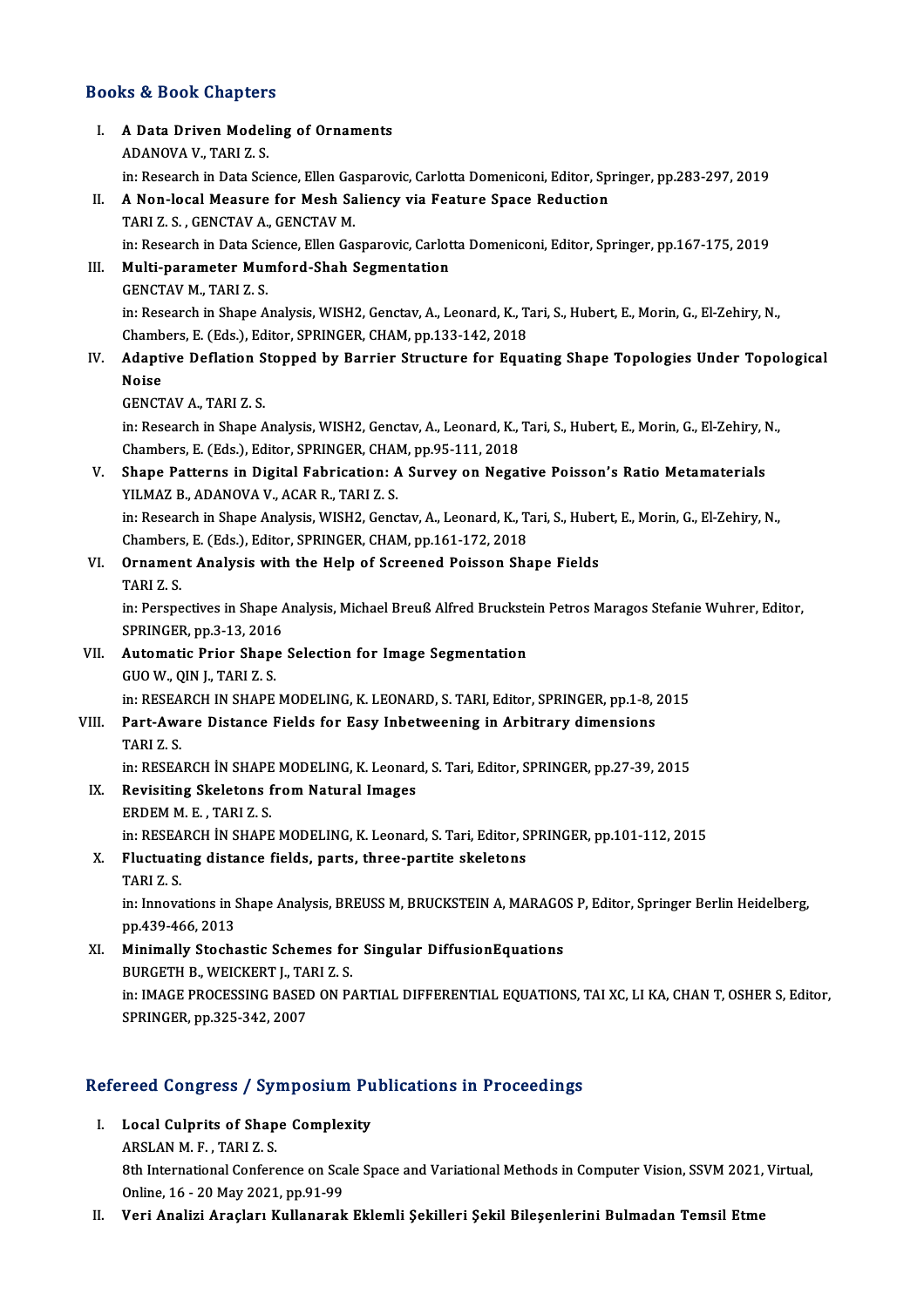## Books & Book Chapters

I. **A Data Driven Modeling of Ornaments**
ADANOVA V., TARI Z. S.
in: Research in Data Science, Ellen Gasparovic, Carlotta Domeniconi, Editor, Springer, pp.283-297, 2019

II. **A Non-local Measure for Mesh Saliency via Feature Space Reduction**
TARI Z. S. , GENCTAV A., GENCTAV M.
in: Research in Data Science, Ellen Gasparovic, Carlotta Domeniconi, Editor, Springer, pp.167-175, 2019

III. **Multi-parameter Mumford-Shah Segmentation**
GENCTAV M., TARI Z. S.
in: Research in Shape Analysis, WISH2, Genctav, A., Leonard, K., Tari, S., Hubert, E., Morin, G., El-Zehiry, N., Chambers, E. (Eds.), Editor, SPRINGER, CHAM, pp.133-142, 2018

IV. **Adaptive Deflation Stopped by Barrier Structure for Equating Shape Topologies Under Topological Noise**
GENCTAV A., TARI Z. S.
in: Research in Shape Analysis, WISH2, Genctav, A., Leonard, K., Tari, S., Hubert, E., Morin, G., El-Zehiry, N., Chambers, E. (Eds.), Editor, SPRINGER, CHAM, pp.95-111, 2018

V. **Shape Patterns in Digital Fabrication: A Survey on Negative Poisson's Ratio Metamaterials**
YILMAZ B., ADANOVA V., ACAR R., TARI Z. S.
in: Research in Shape Analysis, WISH2, Genctav, A., Leonard, K., Tari, S., Hubert, E., Morin, G., El-Zehiry, N., Chambers, E. (Eds.), Editor, SPRINGER, CHAM, pp.161-172, 2018

VI. **Ornament Analysis with the Help of Screened Poisson Shape Fields**
TARI Z. S.
in: Perspectives in Shape Analysis, Michael Breuß Alfred Bruckstein Petros Maragos Stefanie Wuhrer, Editor, SPRINGER, pp.3-13, 2016

VII. **Automatic Prior Shape Selection for Image Segmentation**
GUO W., QIN J., TARI Z. S.
in: RESEARCH IN SHAPE MODELING, K. LEONARD, S. TARI, Editor, SPRINGER, pp.1-8, 2015

VIII. **Part-Aware Distance Fields for Easy Inbetweening in Arbitrary dimensions**
TARI Z. S.
in: RESEARCH İN SHAPE MODELING, K. Leonard, S. Tari, Editor, SPRINGER, pp.27-39, 2015

IX. **Revisiting Skeletons from Natural Images**
ERDEM M. E. , TARI Z. S.
in: RESEARCH İN SHAPE MODELING, K. Leonard, S. Tari, Editor, SPRINGER, pp.101-112, 2015

X. **Fluctuating distance fields, parts, three-partite skeletons**
TARI Z. S.
in: Innovations in Shape Analysis, BREUSS M, BRUCKSTEIN A, MARAGOS P, Editor, Springer Berlin Heidelberg, pp.439-466, 2013

XI. **Minimally Stochastic Schemes for Singular DiffusionEquations**
BURGETH B., WEICKERT J., TARI Z. S.
in: IMAGE PROCESSING BASED ON PARTIAL DIFFERENTIAL EQUATIONS, TAI XC, LI KA, CHAN T, OSHER S, Editor, SPRINGER, pp.325-342, 2007

## Refereed Congress / Symposium Publications in Proceedings

I. **Local Culprits of Shape Complexity**
ARSLAN M. F. , TARI Z. S.
8th International Conference on Scale Space and Variational Methods in Computer Vision, SSVM 2021, Virtual, Online, 16 - 20 May 2021, pp.91-99

II. **Veri Analizi Araçları Kullanarak Eklemli Şekilleri Şekil Bileşenlerini Bulmadan Temsil Etme**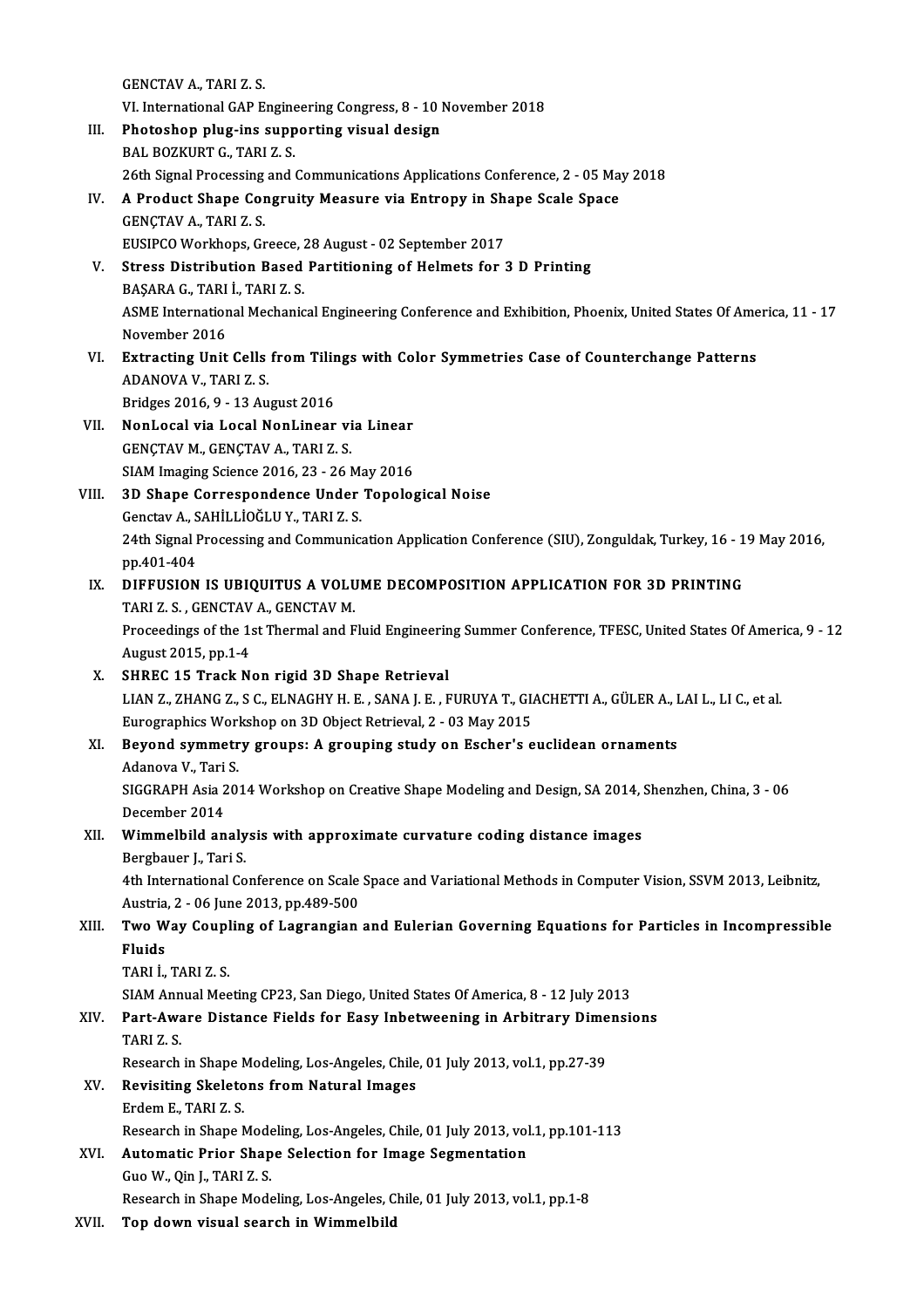GENCTAV A., TARI Z. S.
VI. International GAP Engineering Congress, 8 - 10 November 2018

III. **Photoshop plug-ins supporting visual design**
BAL BOZKURT G., TARI Z. S.
26th Signal Processing and Communications Applications Conference, 2 - 05 May 2018

IV. **A Product Shape Congruity Measure via Entropy in Shape Scale Space**
GENÇTAV A., TARI Z. S.
EUSIPCO Workhops, Greece, 28 August - 02 September 2017

V. **Stress Distribution Based Partitioning of Helmets for 3 D Printing**
BAŞARA G., TARI İ., TARI Z. S.
ASME International Mechanical Engineering Conference and Exhibition, Phoenix, United States Of America, 11 - 17 November 2016

VI. **Extracting Unit Cells from Tilings with Color Symmetries Case of Counterchange Patterns**
ADANOVA V., TARI Z. S.
Bridges 2016, 9 - 13 August 2016

VII. **NonLocal via Local NonLinear via Linear**
GENÇTAV M., GENÇTAV A., TARI Z. S.
SIAM Imaging Science 2016, 23 - 26 May 2016

VIII. **3D Shape Correspondence Under Topological Noise**
Genctav A., SAHİLLİOĞLU Y., TARI Z. S.
24th Signal Processing and Communication Application Conference (SIU), Zonguldak, Turkey, 16 - 19 May 2016, pp.401-404

IX. **DIFFUSION IS UBIQUITUS A VOLUME DECOMPOSITION APPLICATION FOR 3D PRINTING**
TARI Z. S. , GENCTAV A., GENCTAV M.
Proceedings of the 1st Thermal and Fluid Engineering Summer Conference, TFESC, United States Of America, 9 - 12 August 2015, pp.1-4

X. **SHREC 15 Track Non rigid 3D Shape Retrieval**
LIAN Z., ZHANG Z., S C., ELNAGHY H. E. , SANA J. E. , FURUYA T., GIACHETTI A., GÜLER A., LAI L., LI C., et al.
Eurographics Workshop on 3D Object Retrieval, 2 - 03 May 2015

XI. **Beyond symmetry groups: A grouping study on Escher's euclidean ornaments**
Adanova V., Tari S.
SIGGRAPH Asia 2014 Workshop on Creative Shape Modeling and Design, SA 2014, Shenzhen, China, 3 - 06 December 2014

XII. **Wimmelbild analysis with approximate curvature coding distance images**
Bergbauer J., Tari S.
4th International Conference on Scale Space and Variational Methods in Computer Vision, SSVM 2013, Leibnitz, Austria, 2 - 06 June 2013, pp.489-500

XIII. **Two Way Coupling of Lagrangian and Eulerian Governing Equations for Particles in Incompressible Fluids**
TARI İ., TARI Z. S.
SIAM Annual Meeting CP23, San Diego, United States Of America, 8 - 12 July 2013

XIV. **Part-Aware Distance Fields for Easy Inbetweening in Arbitrary Dimensions**
TARI Z. S.
Research in Shape Modeling, Los-Angeles, Chile, 01 July 2013, vol.1, pp.27-39

XV. **Revisiting Skeletons from Natural Images**
Erdem E., TARI Z. S.
Research in Shape Modeling, Los-Angeles, Chile, 01 July 2013, vol.1, pp.101-113

XVI. **Automatic Prior Shape Selection for Image Segmentation**
Guo W., Qin J., TARI Z. S.
Research in Shape Modeling, Los-Angeles, Chile, 01 July 2013, vol.1, pp.1-8

XVII. **Top down visual search in Wimmelbild**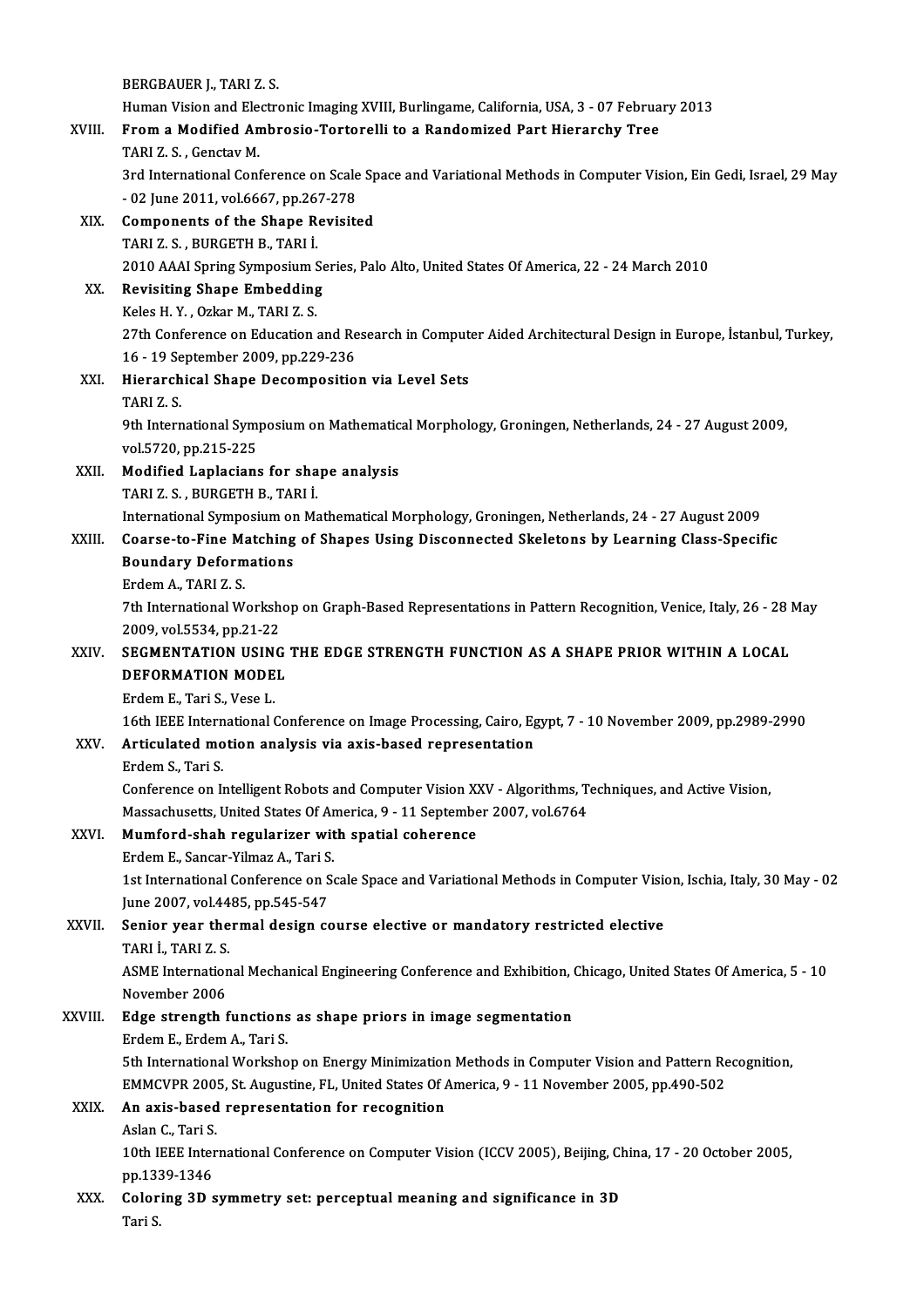BERGBAUER J., TARI Z. S.
Human Vision and Electronic Imaging XVIII, Burlingame, California, USA, 3 - 07 February 2013

XVIII. **From a Modified Ambrosio-Tortorelli to a Randomized Part Hierarchy Tree**
TARI Z. S. , Genctav M.
3rd International Conference on Scale Space and Variational Methods in Computer Vision, Ein Gedi, Israel, 29 May - 02 June 2011, vol.6667, pp.267-278

XIX. **Components of the Shape Revisited**
TARI Z. S. , BURGETH B., TARI İ.
2010 AAAI Spring Symposium Series, Palo Alto, United States Of America, 22 - 24 March 2010

XX. **Revisiting Shape Embedding**
Keles H. Y. , Ozkar M., TARI Z. S.
27th Conference on Education and Research in Computer Aided Architectural Design in Europe, İstanbul, Turkey, 16 - 19 September 2009, pp.229-236

XXI. **Hierarchical Shape Decomposition via Level Sets**
TARI Z. S.
9th International Symposium on Mathematical Morphology, Groningen, Netherlands, 24 - 27 August 2009, vol.5720, pp.215-225

XXII. **Modified Laplacians for shape analysis**
TARI Z. S. , BURGETH B., TARI İ.
International Symposium on Mathematical Morphology, Groningen, Netherlands, 24 - 27 August 2009

XXIII. **Coarse-to-Fine Matching of Shapes Using Disconnected Skeletons by Learning Class-Specific Boundary Deformations**
Erdem A., TARI Z. S.
7th International Workshop on Graph-Based Representations in Pattern Recognition, Venice, Italy, 26 - 28 May 2009, vol.5534, pp.21-22

XXIV. **SEGMENTATION USING THE EDGE STRENGTH FUNCTION AS A SHAPE PRIOR WITHIN A LOCAL DEFORMATION MODEL**
Erdem E., Tari S., Vese L.
16th IEEE International Conference on Image Processing, Cairo, Egypt, 7 - 10 November 2009, pp.2989-2990

XXV. **Articulated motion analysis via axis-based representation**
Erdem S., Tari S.
Conference on Intelligent Robots and Computer Vision XXV - Algorithms, Techniques, and Active Vision, Massachusetts, United States Of America, 9 - 11 September 2007, vol.6764

XXVI. **Mumford-shah regularizer with spatial coherence**
Erdem E., Sancar-Yilmaz A., Tari S.
1st International Conference on Scale Space and Variational Methods in Computer Vision, Ischia, Italy, 30 May - 02 June 2007, vol.4485, pp.545-547

XXVII. **Senior year thermal design course elective or mandatory restricted elective**
TARI İ., TARI Z. S.
ASME International Mechanical Engineering Conference and Exhibition, Chicago, United States Of America, 5 - 10 November 2006

XXVIII. **Edge strength functions as shape priors in image segmentation**
Erdem E., Erdem A., Tari S.
5th International Workshop on Energy Minimization Methods in Computer Vision and Pattern Recognition, EMMCVPR 2005, St. Augustine, FL, United States Of America, 9 - 11 November 2005, pp.490-502

XXIX. **An axis-based representation for recognition**
Aslan C., Tari S.
10th IEEE International Conference on Computer Vision (ICCV 2005), Beijing, China, 17 - 20 October 2005, pp.1339-1346

XXX. **Coloring 3D symmetry set: perceptual meaning and significance in 3D**
Tari S.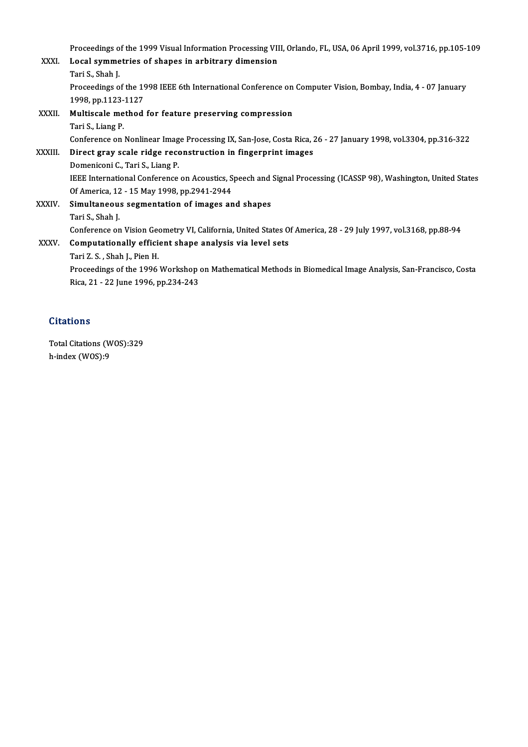Proceedings of the 1999 Visual Information Processing VIII, Orlando, FL, USA, 06 April 1999, vol.3716, pp.105-109

XXXI. **Local symmetries of shapes in arbitrary dimension**
Tari S., Shah J.
Proceedings of the 1998 IEEE 6th International Conference on Computer Vision, Bombay, India, 4 - 07 January 1998, pp.1123-1127

XXXII. **Multiscale method for feature preserving compression**
Tari S., Liang P.
Conference on Nonlinear Image Processing IX, San-Jose, Costa Rica, 26 - 27 January 1998, vol.3304, pp.316-322

XXXIII. **Direct gray scale ridge reconstruction in fingerprint images**
Domeniconi C., Tari S., Liang P.
IEEE International Conference on Acoustics, Speech and Signal Processing (ICASSP 98), Washington, United States Of America, 12 - 15 May 1998, pp.2941-2944

XXXIV. **Simultaneous segmentation of images and shapes**
Tari S., Shah J.
Conference on Vision Geometry VI, California, United States Of America, 28 - 29 July 1997, vol.3168, pp.88-94

XXXV. **Computationally efficient shape analysis via level sets**
Tari Z. S. , Shah J., Pien H.
Proceedings of the 1996 Workshop on Mathematical Methods in Biomedical Image Analysis, San-Francisco, Costa Rica, 21 - 22 June 1996, pp.234-243

## Citations

Total Citations (WOS):329
h-index (WOS):9